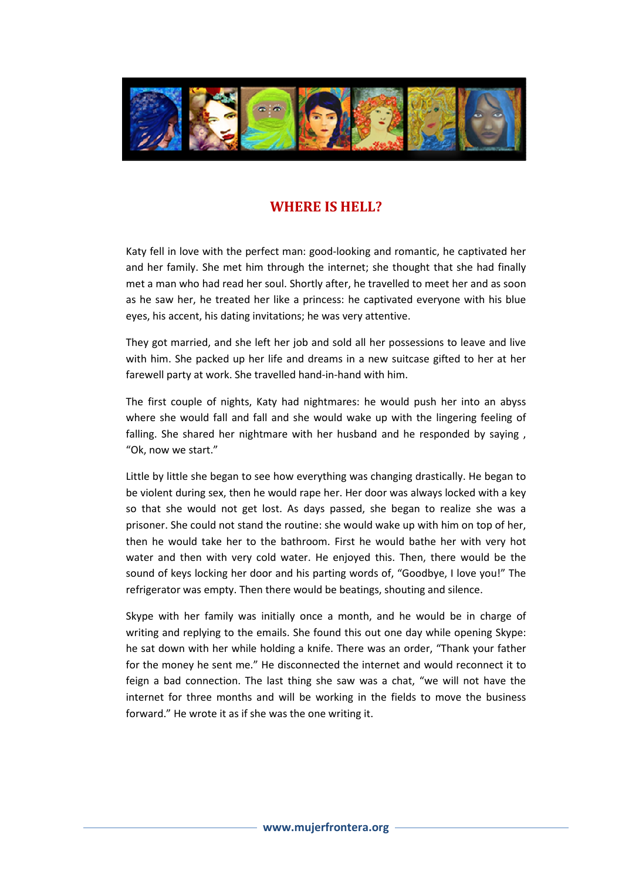# WHERE IS HELL?

Katy fell in love with the perfect man: good-looking and romantic, he captivated her and her family. She met him through the internet; she thought that she had finally met a man who had read her soul. Shortly after, he travelled to meet her and as soon as he saw her, he treated her like a princess: he captivated everyone with his blue eyes, his accent, his dating invitations; he was very attentive.

They got married, and she left her job and sold all her possessions to leave and live with him. She packed up her life and dreams in a new suitcase gifted to her at her farewell party at work. She travelled hand-in-hand with him.

The first couple of nights, Katy had nightmares: he would push her into an abyss where she would fall and fall and she would wake up with the lingering feeling of falling. She shared her nightmare with her husband and he responded by saying , "Ok, now we start."

Little by little she began to see how everything was changing drastically. He began to be violent during sex, then he would rape her. Her door was always locked with a key so that she would not get lost. As days passed, she began to realize she was a prisoner. She could not stand the routine: she would wake up with him on top of her, then he would take her to the bathroom. First he would bathe her with very hot water and then with very cold water. He enjoyed this. Then, there would be the sound of keys locking her door and his parting words of, "Goodbye, I love you!" The refrigerator was empty. Then there would be beatings, shouting and silence.

Skype with her family was initially once a month, and he would be in charge of writing and replying to the emails. She found this out one day while opening Skype: he sat down with her while holding a knife. There was an order, "Thank your father for the money he sent me." He disconnected the internet and would reconnect it to feign a bad connection. The last thing she saw was a chat, "we will not have the internet for three months and will be working in the fields to move the business forward." He wrote it as if she was the one writing it.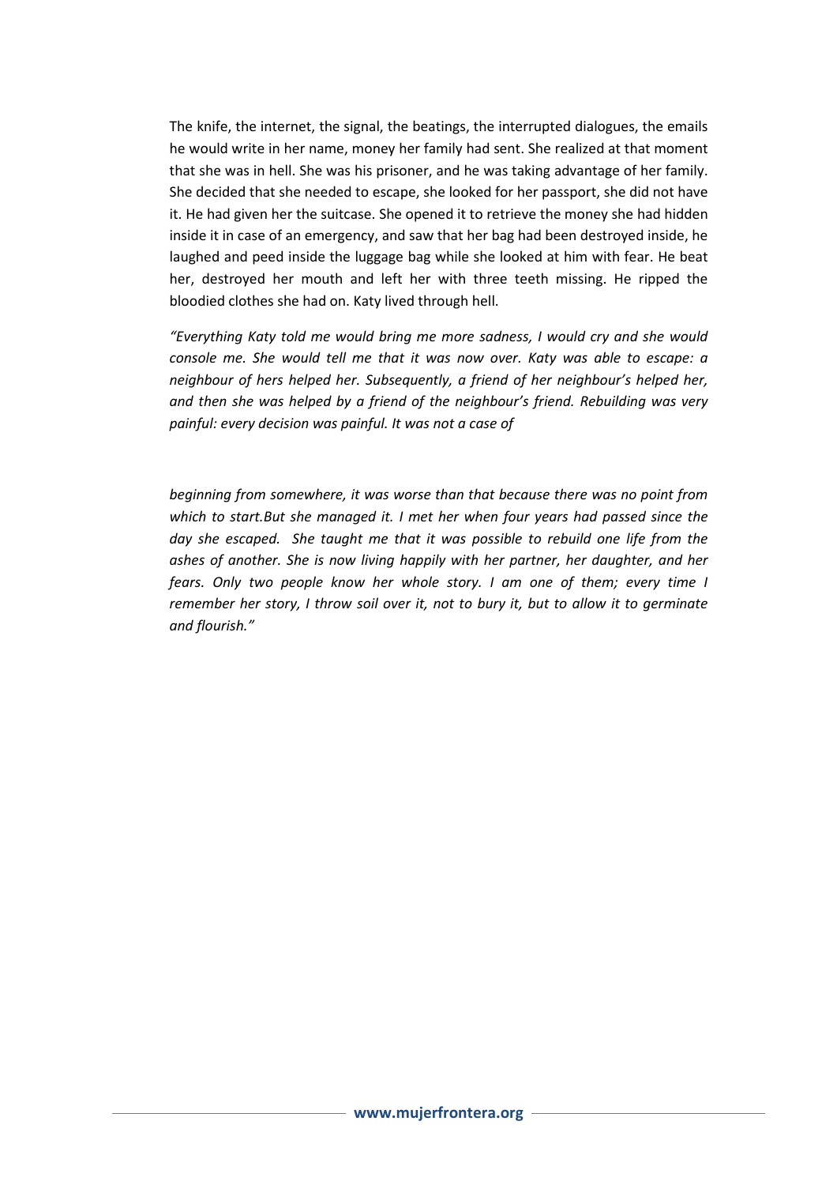The knife, the internet, the signal, the beatings, the interrupted dialogues, the emails he would write in her name, money her family had sent. She realized at that moment that she was in hell. She was his prisoner, and he was taking advantage of her family. She decided that she needed to escape, she looked for her passport, she did not have it. He had given her the suitcase. She opened it to retrieve the money she had hidden inside it in case of an emergency, and saw that her bag had been destroyed inside, he laughed and peed inside the luggage bag while she looked at him with fear. He beat her, destroyed her mouth and left her with three teeth missing. He ripped the bloodied clothes she had on. Katy lived through hell.

*"Everything Katy told me would bring me more sadness, I would cry and she would console me. She would tell me that it was now over. Katy was able to escape: a neighbour of hers helped her. Subsequently, a friend of her neighbour's helped her, and then she was helped by a friend of the neighbour's friend. Rebuilding was very painful: every decision was painful. It was not a case of beginning from somewhere, it was worse than that because there was no point from which to start.But she managed it. I met her when four years had passed since the day she escaped. She taught me that it was possible to rebuild one life from the ashes of another. She is now living happily with her partner, her daughter, and her fears. Only two people know her whole story. I am one of them; every time I remember her story, I throw soil over it, not to bury it, but to allow it to germinate and flourish."*